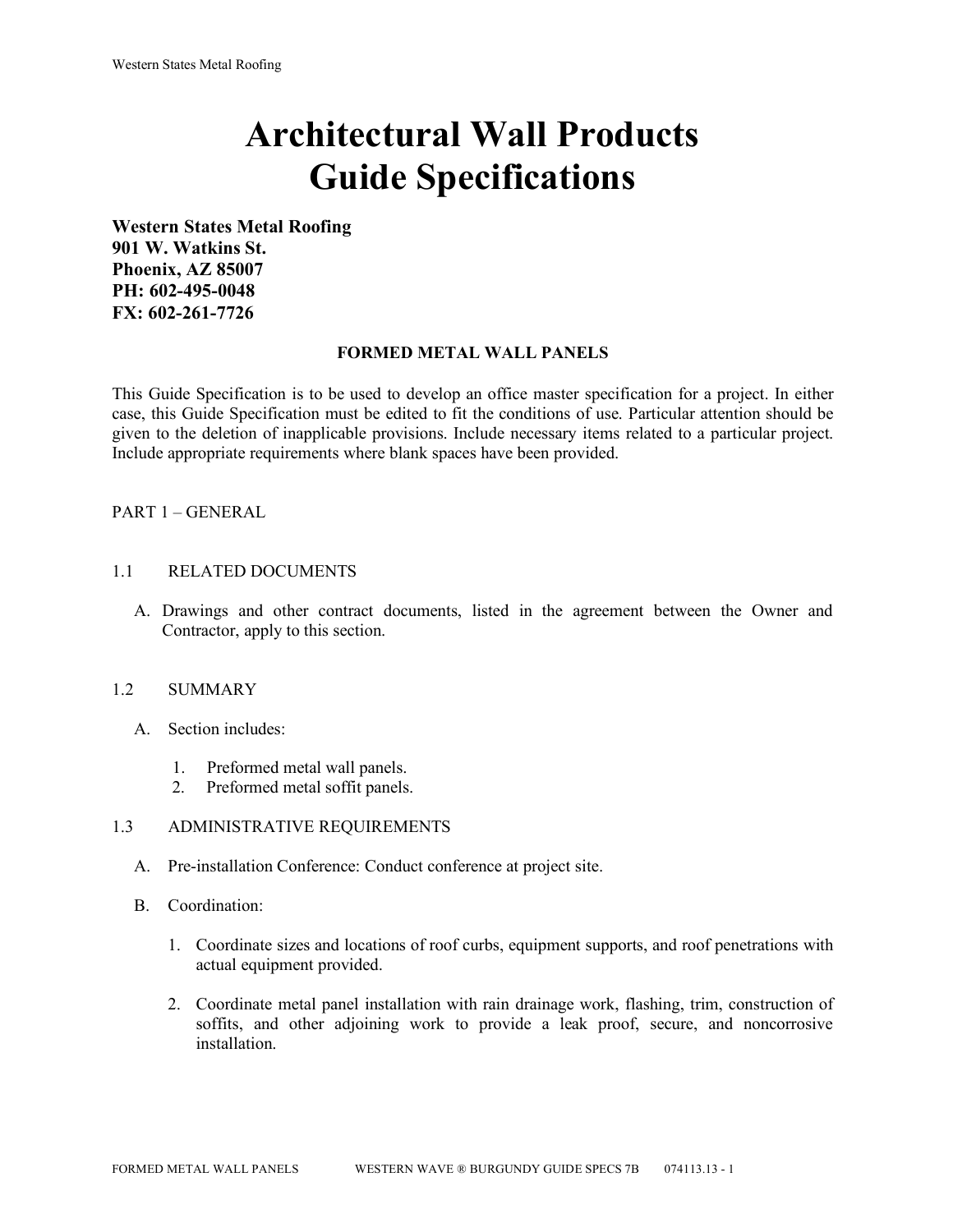# Architectural Wall Products
# Guide Specifications

**Western States Metal Roofing**
**901 W. Watkins St.**
**Phoenix, AZ 85007**
**PH: 602-495-0048**
**FX: 602-261-7726**

## FORMED METAL WALL PANELS

This Guide Specification is to be used to develop an office master specification for a project. In either case, this Guide Specification must be edited to fit the conditions of use. Particular attention should be given to the deletion of inapplicable provisions. Include necessary items related to a particular project. Include appropriate requirements where blank spaces have been provided.

## PART 1 – GENERAL

### 1.1 RELATED DOCUMENTS

A. Drawings and other contract documents, listed in the agreement between the Owner and Contractor, apply to this section.

### 1.2 SUMMARY

A. Section includes:

1. Preformed metal wall panels.
2. Preformed metal soffit panels.

### 1.3 ADMINISTRATIVE REQUIREMENTS

A. Pre-installation Conference: Conduct conference at project site.

B. Coordination:

1. Coordinate sizes and locations of roof curbs, equipment supports, and roof penetrations with actual equipment provided.

2. Coordinate metal panel installation with rain drainage work, flashing, trim, construction of soffits, and other adjoining work to provide a leak proof, secure, and noncorrosive installation.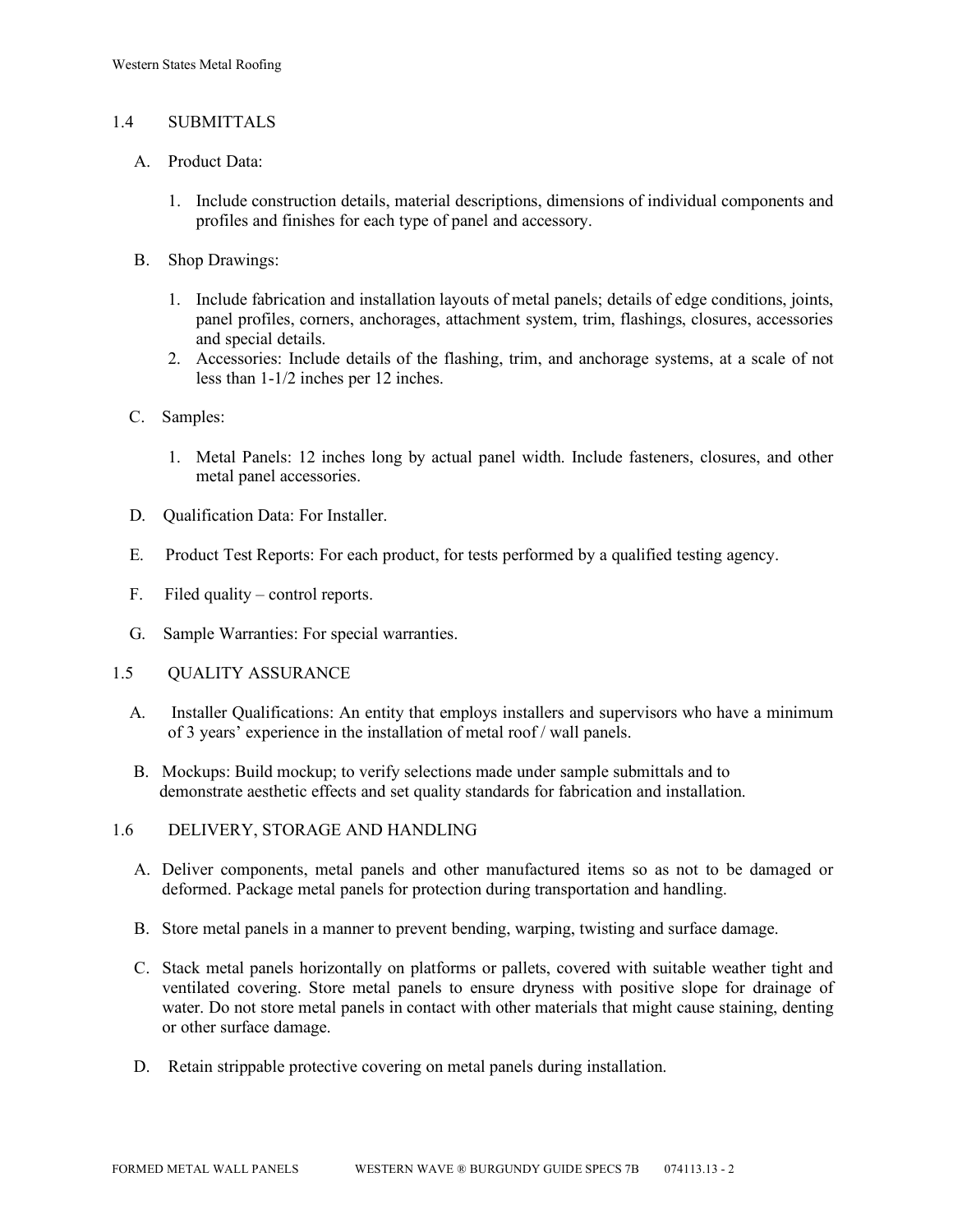## 1.4 SUBMITTALS

A. Product Data:

1. Include construction details, material descriptions, dimensions of individual components and profiles and finishes for each type of panel and accessory.

B. Shop Drawings:

1. Include fabrication and installation layouts of metal panels; details of edge conditions, joints, panel profiles, corners, anchorages, attachment system, trim, flashings, closures, accessories and special details.
2. Accessories: Include details of the flashing, trim, and anchorage systems, at a scale of not less than 1-1/2 inches per 12 inches.

C. Samples:

1. Metal Panels: 12 inches long by actual panel width. Include fasteners, closures, and other metal panel accessories.

D. Qualification Data: For Installer.

E. Product Test Reports: For each product, for tests performed by a qualified testing agency.

F. Filed quality – control reports.

G. Sample Warranties: For special warranties.

## 1.5 QUALITY ASSURANCE

A. Installer Qualifications: An entity that employs installers and supervisors who have a minimum of 3 years' experience in the installation of metal roof / wall panels.

B. Mockups: Build mockup; to verify selections made under sample submittals and to demonstrate aesthetic effects and set quality standards for fabrication and installation.

## 1.6 DELIVERY, STORAGE AND HANDLING

A. Deliver components, metal panels and other manufactured items so as not to be damaged or deformed. Package metal panels for protection during transportation and handling.

B. Store metal panels in a manner to prevent bending, warping, twisting and surface damage.

C. Stack metal panels horizontally on platforms or pallets, covered with suitable weather tight and ventilated covering. Store metal panels to ensure dryness with positive slope for drainage of water. Do not store metal panels in contact with other materials that might cause staining, denting or other surface damage.

D. Retain strippable protective covering on metal panels during installation.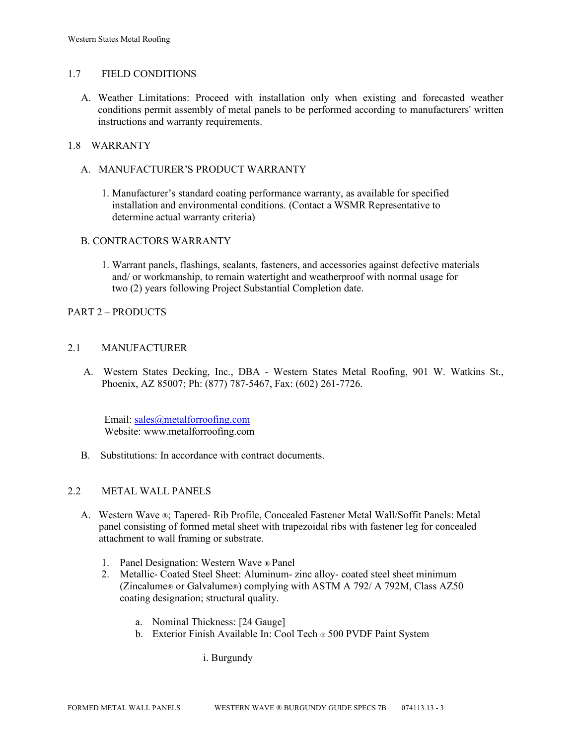## 1.7 FIELD CONDITIONS

A. Weather Limitations: Proceed with installation only when existing and forecasted weather conditions permit assembly of metal panels to be performed according to manufacturers' written instructions and warranty requirements.

## 1.8 WARRANTY

A. MANUFACTURER'S PRODUCT WARRANTY

1. Manufacturer's standard coating performance warranty, as available for specified installation and environmental conditions. (Contact a WSMR Representative to determine actual warranty criteria)

B. CONTRACTORS WARRANTY

1. Warrant panels, flashings, sealants, fasteners, and accessories against defective materials and/ or workmanship, to remain watertight and weatherproof with normal usage for two (2) years following Project Substantial Completion date.

# PART 2 – PRODUCTS

## 2.1 MANUFACTURER

A. Western States Decking, Inc., DBA - Western States Metal Roofing, 901 W. Watkins St., Phoenix, AZ 85007; Ph: (877) 787-5467, Fax: (602) 261-7726.

Email: sales@metalforroofing.com
Website: www.metalforroofing.com

B. Substitutions: In accordance with contract documents.

## 2.2 METAL WALL PANELS

A. Western Wave ®; Tapered- Rib Profile, Concealed Fastener Metal Wall/Soffit Panels: Metal panel consisting of formed metal sheet with trapezoidal ribs with fastener leg for concealed attachment to wall framing or substrate.

1. Panel Designation: Western Wave ® Panel
2. Metallic- Coated Steel Sheet: Aluminum- zinc alloy- coated steel sheet minimum (Zincalume® or Galvalume®) complying with ASTM A 792/ A 792M, Class AZ50 coating designation; structural quality.

   a. Nominal Thickness: [24 Gauge]
   b. Exterior Finish Available In: Cool Tech ® 500 PVDF Paint System

      i. Burgundy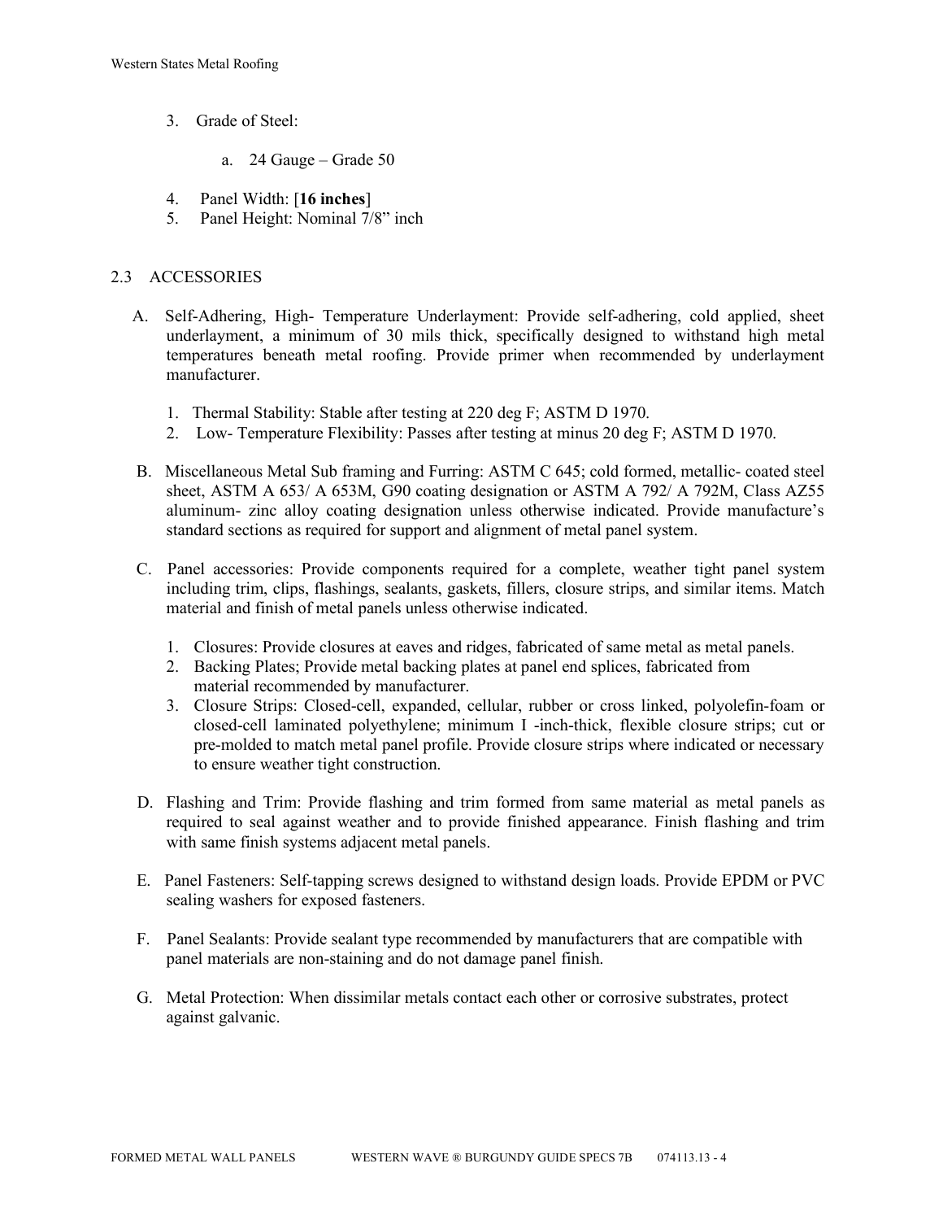3. Grade of Steel:

    a. 24 Gauge – Grade 50

4. Panel Width: [**16 inches**]
5. Panel Height: Nominal 7/8" inch

## 2.3 ACCESSORIES

A. Self-Adhering, High- Temperature Underlayment: Provide self-adhering, cold applied, sheet underlayment, a minimum of 30 mils thick, specifically designed to withstand high metal temperatures beneath metal roofing. Provide primer when recommended by underlayment manufacturer.

    1. Thermal Stability: Stable after testing at 220 deg F; ASTM D 1970.
    2. Low- Temperature Flexibility: Passes after testing at minus 20 deg F; ASTM D 1970.

B. Miscellaneous Metal Sub framing and Furring: ASTM C 645; cold formed, metallic- coated steel sheet, ASTM A 653/ A 653M, G90 coating designation or ASTM A 792/ A 792M, Class AZ55 aluminum- zinc alloy coating designation unless otherwise indicated. Provide manufacture's standard sections as required for support and alignment of metal panel system.

C. Panel accessories: Provide components required for a complete, weather tight panel system including trim, clips, flashings, sealants, gaskets, fillers, closure strips, and similar items. Match material and finish of metal panels unless otherwise indicated.

    1. Closures: Provide closures at eaves and ridges, fabricated of same metal as metal panels.
    2. Backing Plates; Provide metal backing plates at panel end splices, fabricated from material recommended by manufacturer.
    3. Closure Strips: Closed-cell, expanded, cellular, rubber or cross linked, polyolefin-foam or closed-cell laminated polyethylene; minimum I -inch-thick, flexible closure strips; cut or pre-molded to match metal panel profile. Provide closure strips where indicated or necessary to ensure weather tight construction.

D. Flashing and Trim: Provide flashing and trim formed from same material as metal panels as required to seal against weather and to provide finished appearance. Finish flashing and trim with same finish systems adjacent metal panels.

E. Panel Fasteners: Self-tapping screws designed to withstand design loads. Provide EPDM or PVC sealing washers for exposed fasteners.

F. Panel Sealants: Provide sealant type recommended by manufacturers that are compatible with panel materials are non-staining and do not damage panel finish.

G. Metal Protection: When dissimilar metals contact each other or corrosive substrates, protect against galvanic.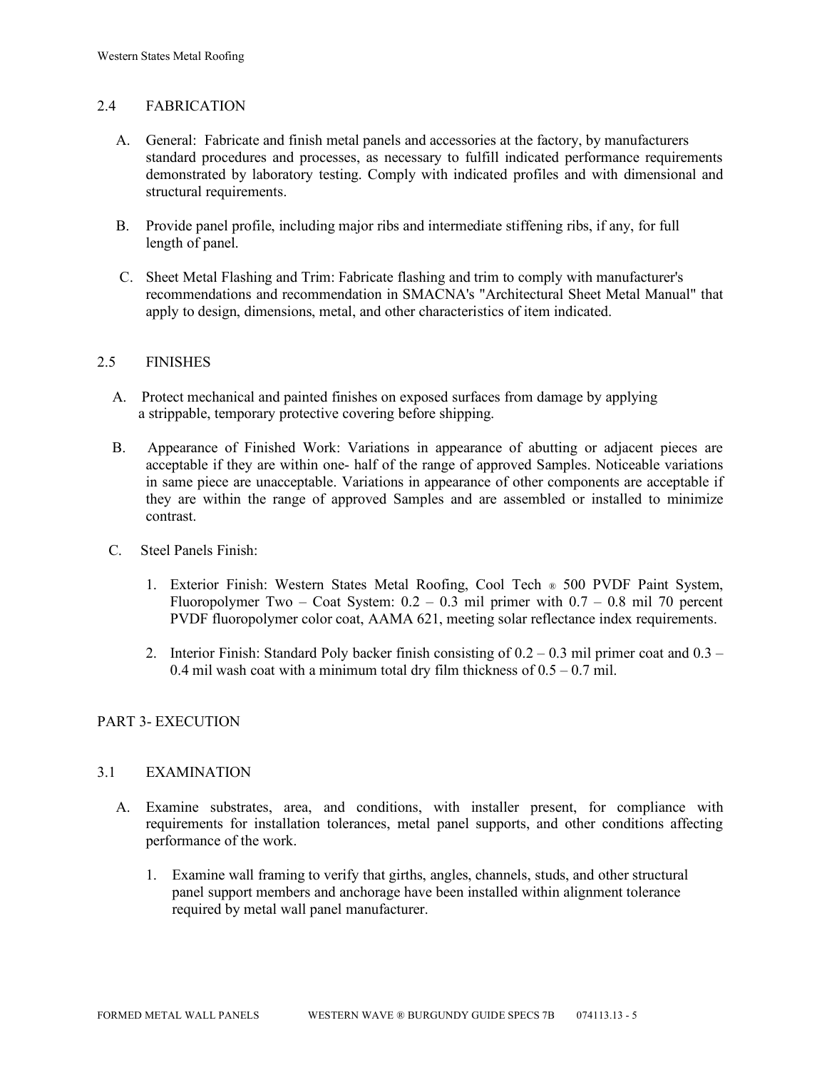## 2.4 FABRICATION

A. General: Fabricate and finish metal panels and accessories at the factory, by manufacturers standard procedures and processes, as necessary to fulfill indicated performance requirements demonstrated by laboratory testing. Comply with indicated profiles and with dimensional and structural requirements.

B. Provide panel profile, including major ribs and intermediate stiffening ribs, if any, for full length of panel.

C. Sheet Metal Flashing and Trim: Fabricate flashing and trim to comply with manufacturer's recommendations and recommendation in SMACNA's "Architectural Sheet Metal Manual" that apply to design, dimensions, metal, and other characteristics of item indicated.

## 2.5 FINISHES

A. Protect mechanical and painted finishes on exposed surfaces from damage by applying a strippable, temporary protective covering before shipping.

B. Appearance of Finished Work: Variations in appearance of abutting or adjacent pieces are acceptable if they are within one- half of the range of approved Samples. Noticeable variations in same piece are unacceptable. Variations in appearance of other components are acceptable if they are within the range of approved Samples and are assembled or installed to minimize contrast.

C. Steel Panels Finish:

1. Exterior Finish: Western States Metal Roofing, Cool Tech ® 500 PVDF Paint System, Fluoropolymer Two – Coat System: 0.2 – 0.3 mil primer with 0.7 – 0.8 mil 70 percent PVDF fluoropolymer color coat, AAMA 621, meeting solar reflectance index requirements.

2. Interior Finish: Standard Poly backer finish consisting of 0.2 – 0.3 mil primer coat and 0.3 – 0.4 mil wash coat with a minimum total dry film thickness of 0.5 – 0.7 mil.

# PART 3- EXECUTION

## 3.1 EXAMINATION

A. Examine substrates, area, and conditions, with installer present, for compliance with requirements for installation tolerances, metal panel supports, and other conditions affecting performance of the work.

1. Examine wall framing to verify that girths, angles, channels, studs, and other structural panel support members and anchorage have been installed within alignment tolerance required by metal wall panel manufacturer.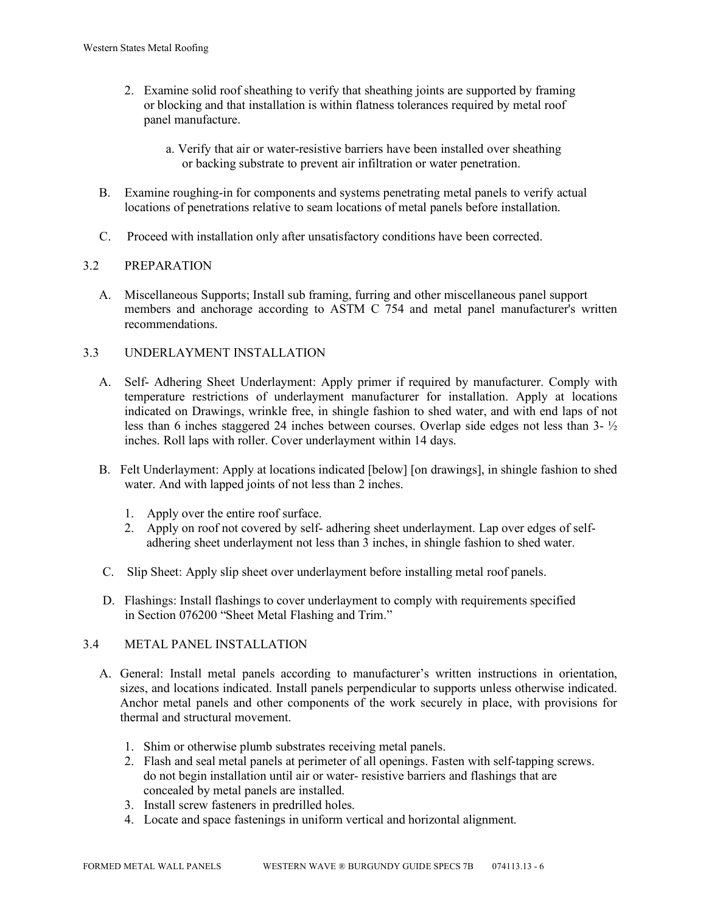2. Examine solid roof sheathing to verify that sheathing joints are supported by framing or blocking and that installation is within flatness tolerances required by metal roof panel manufacture.

   a. Verify that air or water-resistive barriers have been installed over sheathing or backing substrate to prevent air infiltration or water penetration.

B. Examine roughing-in for components and systems penetrating metal panels to verify actual locations of penetrations relative to seam locations of metal panels before installation.

C. Proceed with installation only after unsatisfactory conditions have been corrected.

## 3.2 PREPARATION

A. Miscellaneous Supports; Install sub framing, furring and other miscellaneous panel support members and anchorage according to ASTM C 754 and metal panel manufacturer's written recommendations.

## 3.3 UNDERLAYMENT INSTALLATION

A. Self- Adhering Sheet Underlayment: Apply primer if required by manufacturer. Comply with temperature restrictions of underlayment manufacturer for installation. Apply at locations indicated on Drawings, wrinkle free, in shingle fashion to shed water, and with end laps of not less than 6 inches staggered 24 inches between courses. Overlap side edges not less than 3- ½ inches. Roll laps with roller. Cover underlayment within 14 days.

B. Felt Underlayment: Apply at locations indicated [below] [on drawings], in shingle fashion to shed water. And with lapped joints of not less than 2 inches.

   1. Apply over the entire roof surface.
   2. Apply on roof not covered by self- adhering sheet underlayment. Lap over edges of self-adhering sheet underlayment not less than 3 inches, in shingle fashion to shed water.

C. Slip Sheet: Apply slip sheet over underlayment before installing metal roof panels.

D. Flashings: Install flashings to cover underlayment to comply with requirements specified in Section 076200 "Sheet Metal Flashing and Trim."

## 3.4 METAL PANEL INSTALLATION

A. General: Install metal panels according to manufacturer's written instructions in orientation, sizes, and locations indicated. Install panels perpendicular to supports unless otherwise indicated. Anchor metal panels and other components of the work securely in place, with provisions for thermal and structural movement.

   1. Shim or otherwise plumb substrates receiving metal panels.
   2. Flash and seal metal panels at perimeter of all openings. Fasten with self-tapping screws. do not begin installation until air or water- resistive barriers and flashings that are concealed by metal panels are installed.
   3. Install screw fasteners in predrilled holes.
   4. Locate and space fastenings in uniform vertical and horizontal alignment.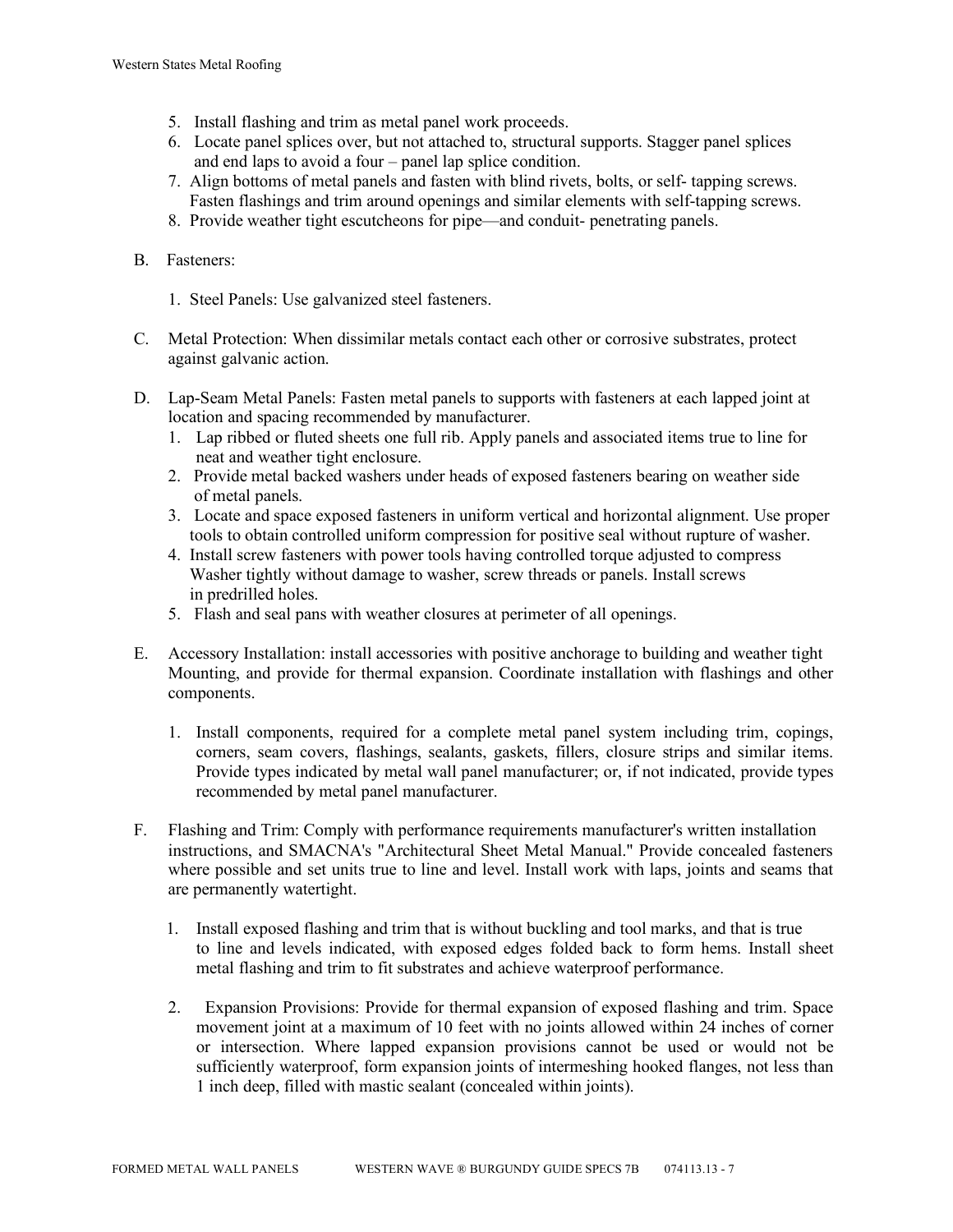5. Install flashing and trim as metal panel work proceeds.
6. Locate panel splices over, but not attached to, structural supports. Stagger panel splices and end laps to avoid a four – panel lap splice condition.
7. Align bottoms of metal panels and fasten with blind rivets, bolts, or self- tapping screws. Fasten flashings and trim around openings and similar elements with self-tapping screws.
8. Provide weather tight escutcheons for pipe—and conduit- penetrating panels.

B. Fasteners:

1. Steel Panels: Use galvanized steel fasteners.

C. Metal Protection: When dissimilar metals contact each other or corrosive substrates, protect against galvanic action.

D. Lap-Seam Metal Panels: Fasten metal panels to supports with fasteners at each lapped joint at location and spacing recommended by manufacturer.
   1. Lap ribbed or fluted sheets one full rib. Apply panels and associated items true to line for neat and weather tight enclosure.
   2. Provide metal backed washers under heads of exposed fasteners bearing on weather side of metal panels.
   3. Locate and space exposed fasteners in uniform vertical and horizontal alignment. Use proper tools to obtain controlled uniform compression for positive seal without rupture of washer.
   4. Install screw fasteners with power tools having controlled torque adjusted to compress Washer tightly without damage to washer, screw threads or panels. Install screws in predrilled holes.
   5. Flash and seal pans with weather closures at perimeter of all openings.

E. Accessory Installation: install accessories with positive anchorage to building and weather tight Mounting, and provide for thermal expansion. Coordinate installation with flashings and other components.

   1. Install components, required for a complete metal panel system including trim, copings, corners, seam covers, flashings, sealants, gaskets, fillers, closure strips and similar items. Provide types indicated by metal wall panel manufacturer; or, if not indicated, provide types recommended by metal panel manufacturer.

F. Flashing and Trim: Comply with performance requirements manufacturer's written installation instructions, and SMACNA's "Architectural Sheet Metal Manual." Provide concealed fasteners where possible and set units true to line and level. Install work with laps, joints and seams that are permanently watertight.

   1. Install exposed flashing and trim that is without buckling and tool marks, and that is true to line and levels indicated, with exposed edges folded back to form hems. Install sheet metal flashing and trim to fit substrates and achieve waterproof performance.

   2. Expansion Provisions: Provide for thermal expansion of exposed flashing and trim. Space movement joint at a maximum of 10 feet with no joints allowed within 24 inches of corner or intersection. Where lapped expansion provisions cannot be used or would not be sufficiently waterproof, form expansion joints of intermeshing hooked flanges, not less than 1 inch deep, filled with mastic sealant (concealed within joints).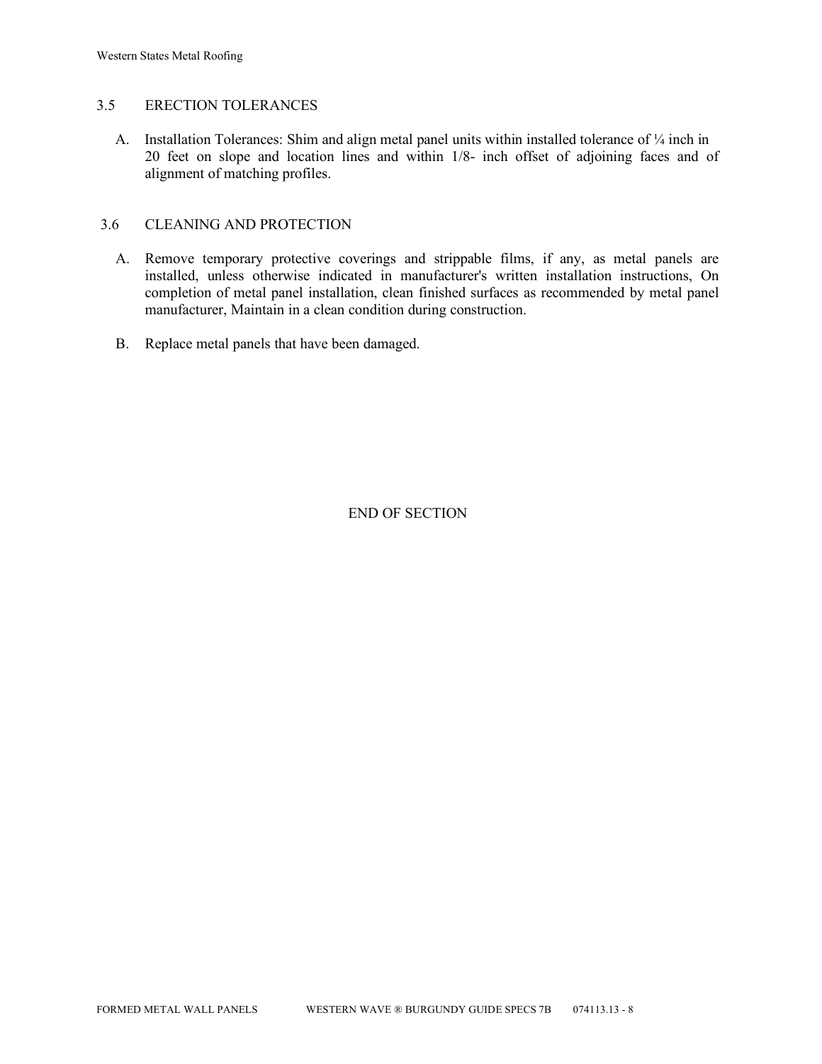## 3.5 ERECTION TOLERANCES

A. Installation Tolerances: Shim and align metal panel units within installed tolerance of ¼ inch in 20 feet on slope and location lines and within 1/8- inch offset of adjoining faces and of alignment of matching profiles.

## 3.6 CLEANING AND PROTECTION

A. Remove temporary protective coverings and strippable films, if any, as metal panels are installed, unless otherwise indicated in manufacturer's written installation instructions, On completion of metal panel installation, clean finished surfaces as recommended by metal panel manufacturer, Maintain in a clean condition during construction.

B. Replace metal panels that have been damaged.

END OF SECTION